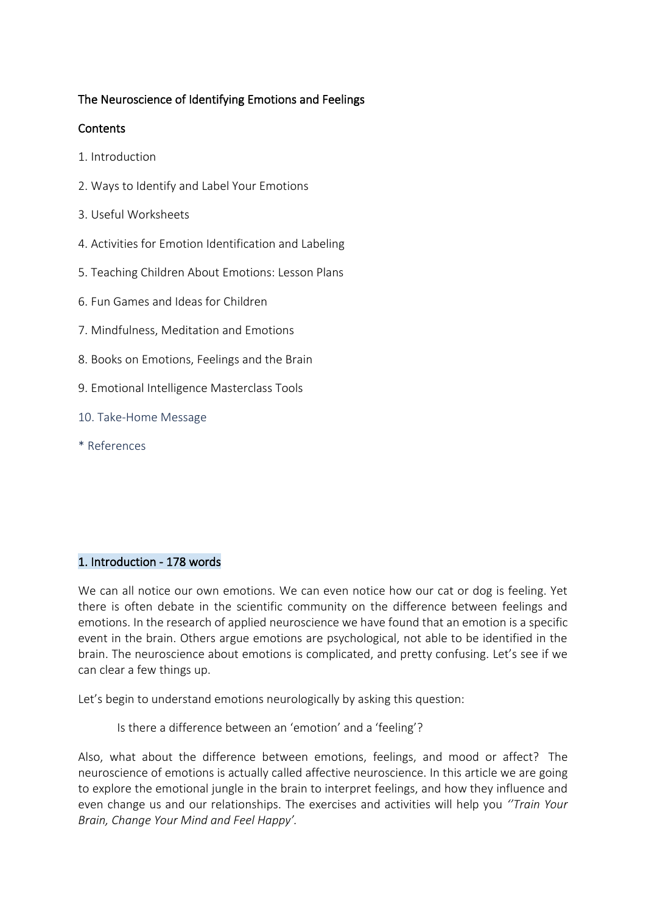# The Neuroscience of Identifying Emotions and Feelings

## Contents

1. Introduction
2. Ways to Identify and Label Your Emotions
3. Useful Worksheets
4. Activities for Emotion Identification and Labeling
5. Teaching Children About Emotions: Lesson Plans
6. Fun Games and Ideas for Children
7. Mindfulness, Meditation and Emotions
8. Books on Emotions, Feelings and the Brain
9. Emotional Intelligence Masterclass Tools
10. Take-Home Message

* References

## 1. Introduction - 178 words

We can all notice our own emotions. We can even notice how our cat or dog is feeling. Yet there is often debate in the scientific community on the difference between feelings and emotions. In the research of applied neuroscience we have found that an emotion is a specific event in the brain. Others argue emotions are psychological, not able to be identified in the brain. The neuroscience about emotions is complicated, and pretty confusing. Let's see if we can clear a few things up.

Let's begin to understand emotions neurologically by asking this question:

> Is there a difference between an 'emotion' and a 'feeling'?

Also, what about the difference between emotions, feelings, and mood or affect? The neuroscience of emotions is actually called affective neuroscience. In this article we are going to explore the emotional jungle in the brain to interpret feelings, and how they influence and even change us and our relationships. The exercises and activities will help you *''Train Your Brain, Change Your Mind and Feel Happy'.*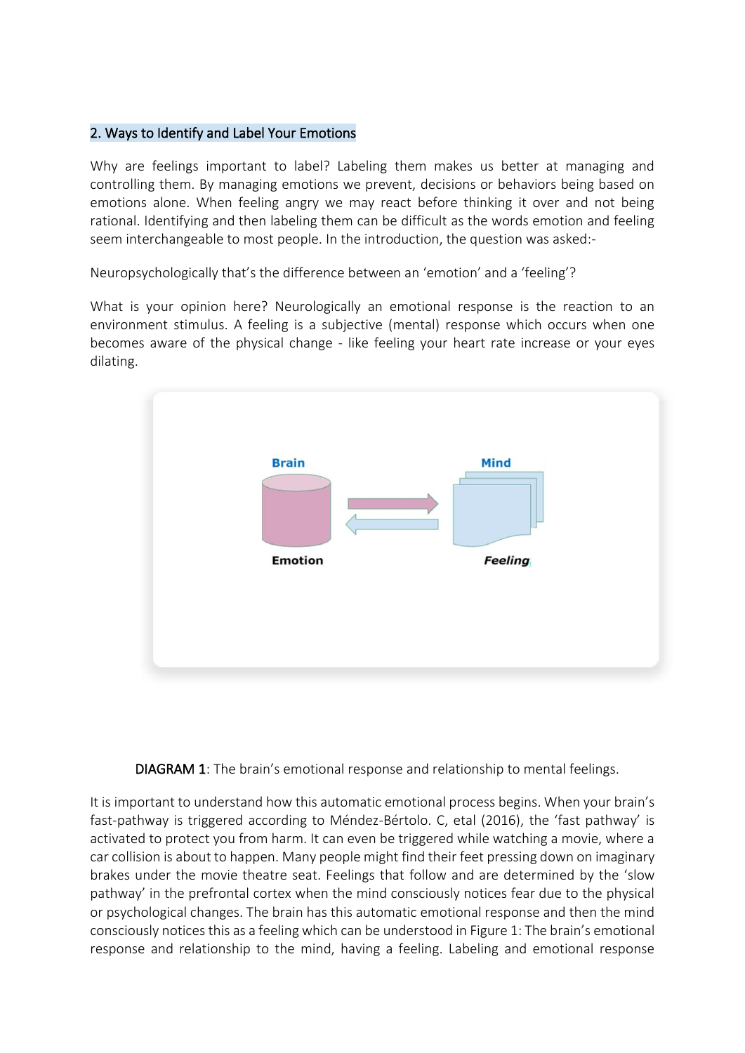## 2. Ways to Identify and Label Your Emotions

Why are feelings important to label? Labeling them makes us better at managing and controlling them. By managing emotions we prevent, decisions or behaviors being based on emotions alone. When feeling angry we may react before thinking it over and not being rational. Identifying and then labeling them can be difficult as the words emotion and feeling seem interchangeable to most people. In the introduction, the question was asked:-

Neuropsychologically that's the difference between an 'emotion' and a 'feeling'?

What is your opinion here? Neurologically an emotional response is the reaction to an environment stimulus. A feeling is a subjective (mental) response which occurs when one becomes aware of the physical change - like feeling your heart rate increase or your eyes dilating.

**DIAGRAM 1**: The brain's emotional response and relationship to mental feelings.

It is important to understand how this automatic emotional process begins. When your brain's fast-pathway is triggered according to Méndez-Bértolo. C, etal (2016), the 'fast pathway' is activated to protect you from harm. It can even be triggered while watching a movie, where a car collision is about to happen. Many people might find their feet pressing down on imaginary brakes under the movie theatre seat. Feelings that follow and are determined by the 'slow pathway' in the prefrontal cortex when the mind consciously notices fear due to the physical or psychological changes. The brain has this automatic emotional response and then the mind consciously notices this as a feeling which can be understood in Figure 1: The brain's emotional response and relationship to the mind, having a feeling. Labeling and emotional response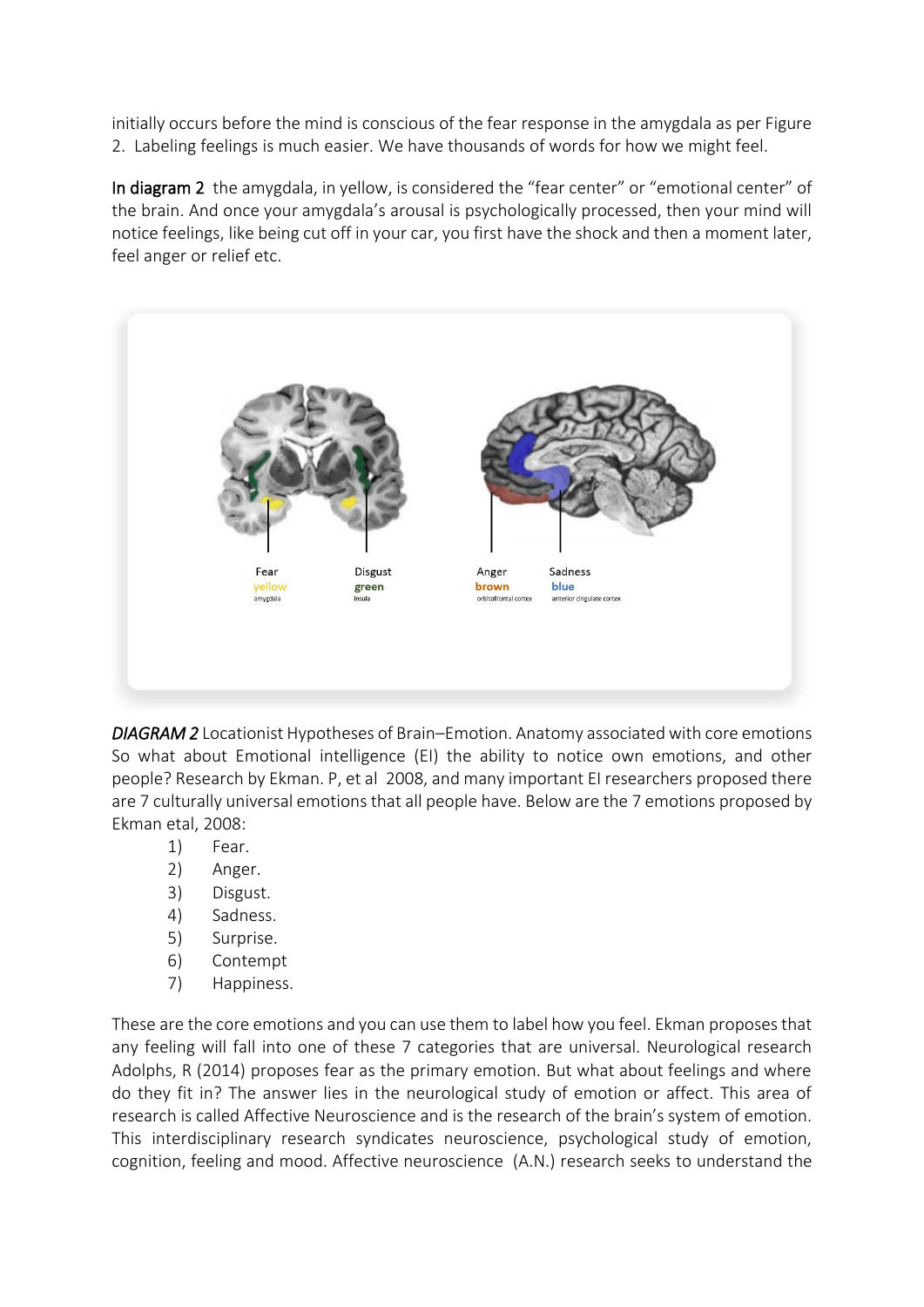initially occurs before the mind is conscious of the fear response in the amygdala as per Figure 2. Labeling feelings is much easier. We have thousands of words for how we might feel.

In diagram 2 the amygdala, in yellow, is considered the "fear center" or "emotional center" of the brain. And once your amygdala's arousal is psychologically processed, then your mind will notice feelings, like being cut off in your car, you first have the shock and then a moment later, feel anger or relief etc.

*DIAGRAM 2* Locationist Hypotheses of Brain–Emotion. Anatomy associated with core emotions

So what about Emotional intelligence (EI) the ability to notice own emotions, and other people? Research by Ekman. P, et al 2008, and many important EI researchers proposed there are 7 culturally universal emotions that all people have. Below are the 7 emotions proposed by Ekman etal, 2008:

1) Fear.
2) Anger.
3) Disgust.
4) Sadness.
5) Surprise.
6) Contempt
7) Happiness.

These are the core emotions and you can use them to label how you feel. Ekman proposes that any feeling will fall into one of these 7 categories that are universal. Neurological research Adolphs, R (2014) proposes fear as the primary emotion. But what about feelings and where do they fit in? The answer lies in the neurological study of emotion or affect. This area of research is called Affective Neuroscience and is the research of the brain's system of emotion. This interdisciplinary research syndicates neuroscience, psychological study of emotion, cognition, feeling and mood. Affective neuroscience (A.N.) research seeks to understand the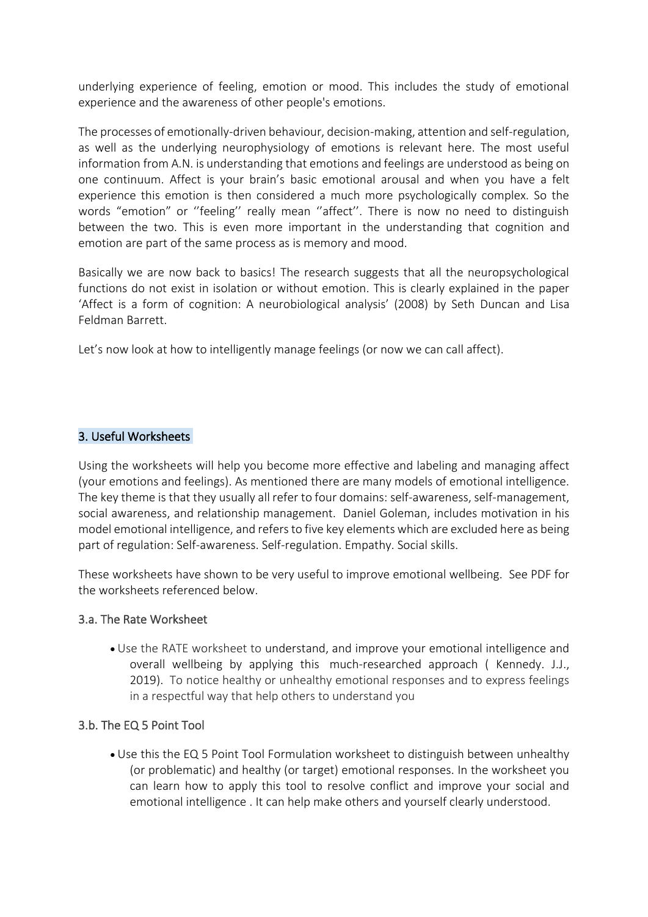underlying experience of feeling, emotion or mood. This includes the study of emotional experience and the awareness of other people's emotions.

The processes of emotionally-driven behaviour, decision-making, attention and self-regulation, as well as the underlying neurophysiology of emotions is relevant here. The most useful information from A.N. is understanding that emotions and feelings are understood as being on one continuum. Affect is your brain's basic emotional arousal and when you have a felt experience this emotion is then considered a much more psychologically complex. So the words "emotion" or ''feeling'' really mean ''affect''. There is now no need to distinguish between the two. This is even more important in the understanding that cognition and emotion are part of the same process as is memory and mood.

Basically we are now back to basics! The research suggests that all the neuropsychological functions do not exist in isolation or without emotion. This is clearly explained in the paper 'Affect is a form of cognition: A neurobiological analysis' (2008) by Seth Duncan and Lisa Feldman Barrett.

Let's now look at how to intelligently manage feelings (or now we can call affect).

## 3. Useful Worksheets

Using the worksheets will help you become more effective and labeling and managing affect (your emotions and feelings). As mentioned there are many models of emotional intelligence. The key theme is that they usually all refer to four domains: self-awareness, self-management, social awareness, and relationship management. Daniel Goleman, includes motivation in his model emotional intelligence, and refers to five key elements which are excluded here as being part of regulation: Self-awareness. Self-regulation. Empathy. Social skills.

These worksheets have shown to be very useful to improve emotional wellbeing. See PDF for the worksheets referenced below.

### 3.a. The Rate Worksheet

- Use the RATE worksheet to understand, and improve your emotional intelligence and overall wellbeing by applying this much-researched approach ( Kennedy. J.J., 2019). To notice healthy or unhealthy emotional responses and to express feelings in a respectful way that help others to understand you

### 3.b. The EQ 5 Point Tool

- Use this the EQ 5 Point Tool Formulation worksheet to distinguish between unhealthy (or problematic) and healthy (or target) emotional responses. In the worksheet you can learn how to apply this tool to resolve conflict and improve your social and emotional intelligence . It can help make others and yourself clearly understood.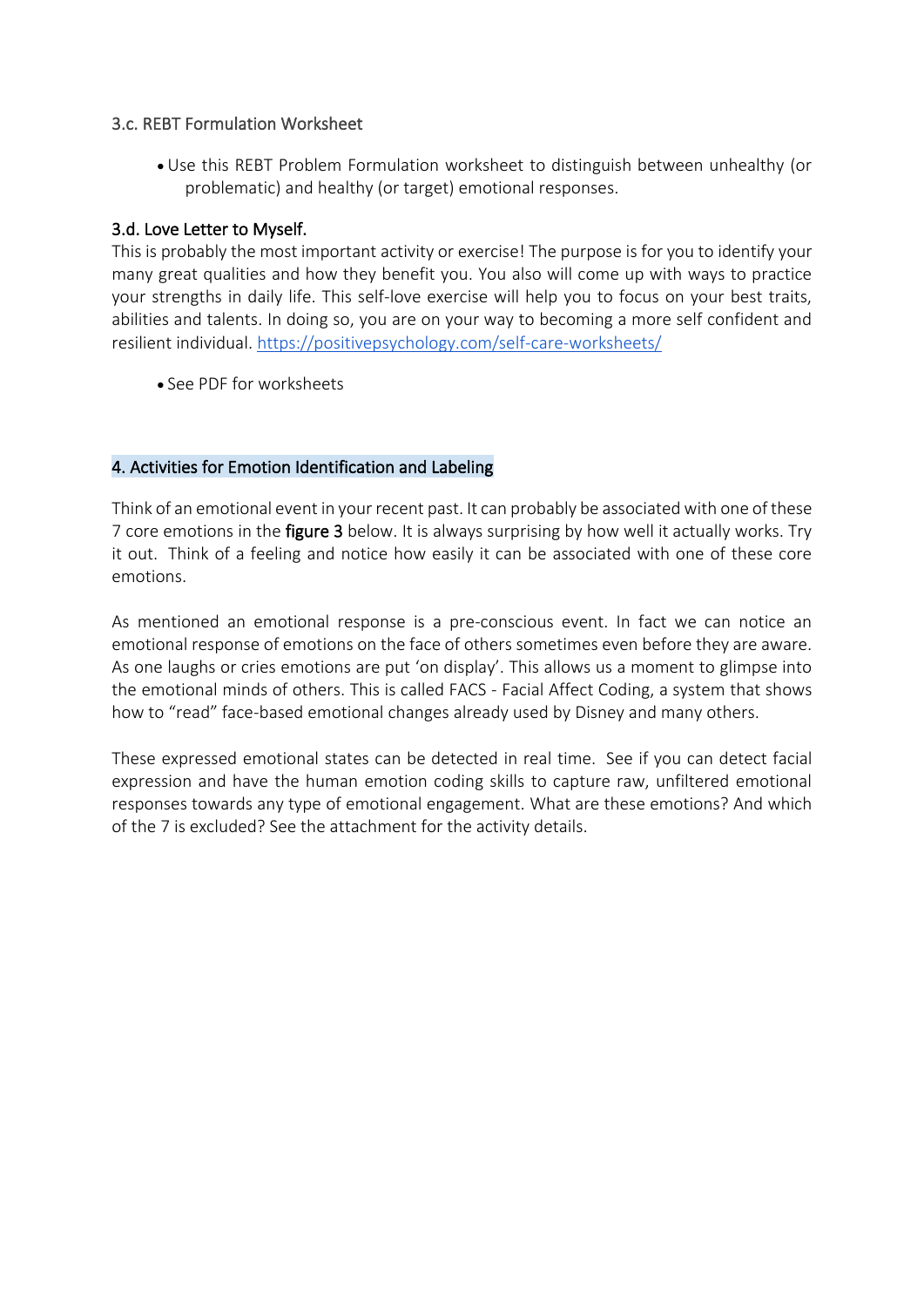### 3.c. REBT Formulation Worksheet

- Use this REBT Problem Formulation worksheet to distinguish between unhealthy (or problematic) and healthy (or target) emotional responses.

### 3.d. Love Letter to Myself.

This is probably the most important activity or exercise! The purpose is for you to identify your many great qualities and how they benefit you. You also will come up with ways to practice your strengths in daily life. This self-love exercise will help you to focus on your best traits, abilities and talents. In doing so, you are on your way to becoming a more self confident and resilient individual. https://positivepsychology.com/self-care-worksheets/

- See PDF for worksheets

## 4. Activities for Emotion Identification and Labeling

Think of an emotional event in your recent past. It can probably be associated with one of these 7 core emotions in the **figure 3** below. It is always surprising by how well it actually works. Try it out. Think of a feeling and notice how easily it can be associated with one of these core emotions.

As mentioned an emotional response is a pre-conscious event. In fact we can notice an emotional response of emotions on the face of others sometimes even before they are aware. As one laughs or cries emotions are put 'on display'. This allows us a moment to glimpse into the emotional minds of others. This is called FACS - Facial Affect Coding, a system that shows how to "read" face-based emotional changes already used by Disney and many others.

These expressed emotional states can be detected in real time. See if you can detect facial expression and have the human emotion coding skills to capture raw, unfiltered emotional responses towards any type of emotional engagement. What are these emotions? And which of the 7 is excluded? See the attachment for the activity details.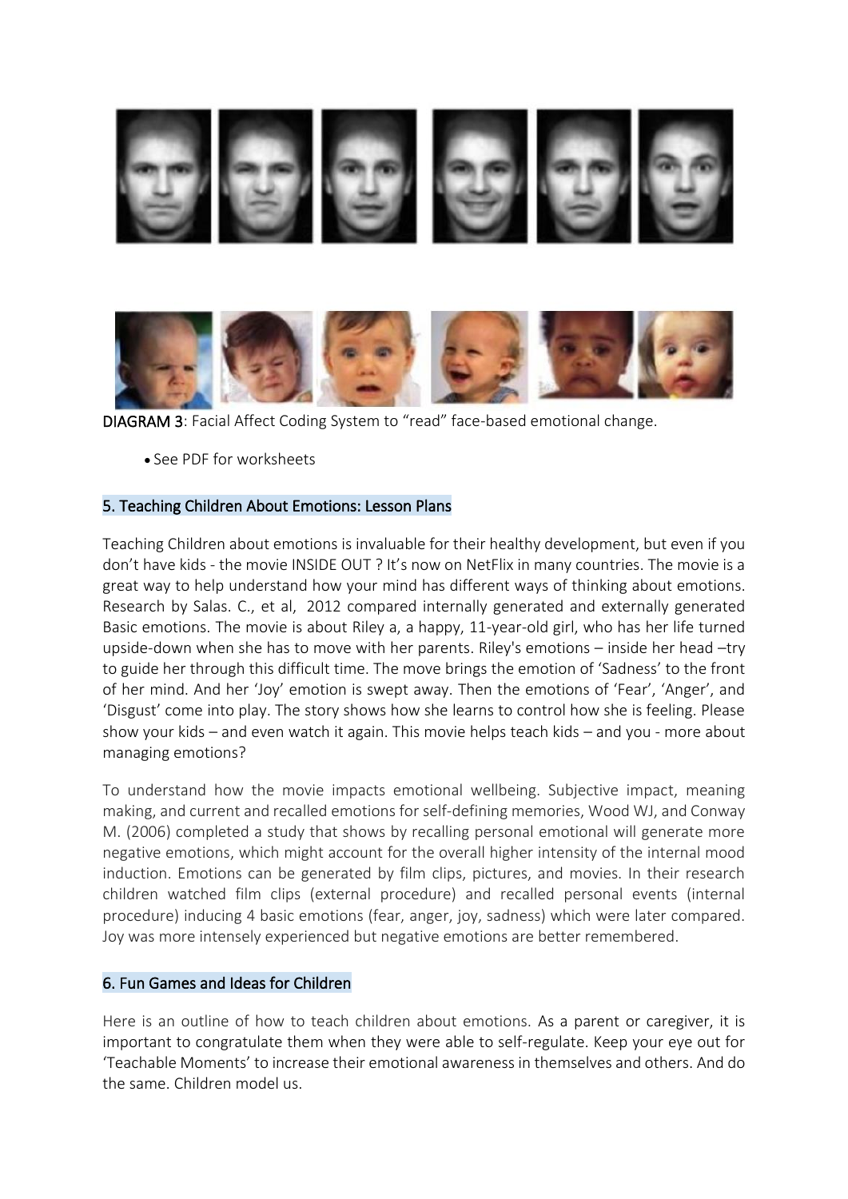**DIAGRAM 3**: Facial Affect Coding System to "read" face-based emotional change.

- See PDF for worksheets

## 5. Teaching Children About Emotions: Lesson Plans

Teaching Children about emotions is invaluable for their healthy development, but even if you don't have kids - the movie INSIDE OUT ? It's now on NetFlix in many countries. The movie is a great way to help understand how your mind has different ways of thinking about emotions. Research by Salas. C., et al, 2012 compared internally generated and externally generated Basic emotions. The movie is about Riley a, a happy, 11-year-old girl, who has her life turned upside-down when she has to move with her parents. Riley's emotions – inside her head –try to guide her through this difficult time. The move brings the emotion of 'Sadness' to the front of her mind. And her 'Joy' emotion is swept away. Then the emotions of 'Fear', 'Anger', and 'Disgust' come into play. The story shows how she learns to control how she is feeling. Please show your kids – and even watch it again. This movie helps teach kids – and you - more about managing emotions?

To understand how the movie impacts emotional wellbeing. Subjective impact, meaning making, and current and recalled emotions for self-defining memories, Wood WJ, and Conway M. (2006) completed a study that shows by recalling personal emotional will generate more negative emotions, which might account for the overall higher intensity of the internal mood induction. Emotions can be generated by film clips, pictures, and movies. In their research children watched film clips (external procedure) and recalled personal events (internal procedure) inducing 4 basic emotions (fear, anger, joy, sadness) which were later compared. Joy was more intensely experienced but negative emotions are better remembered.

## 6. Fun Games and Ideas for Children

Here is an outline of how to teach children about emotions. As a parent or caregiver, it is important to congratulate them when they were able to self-regulate. Keep your eye out for 'Teachable Moments' to increase their emotional awareness in themselves and others. And do the same. Children model us.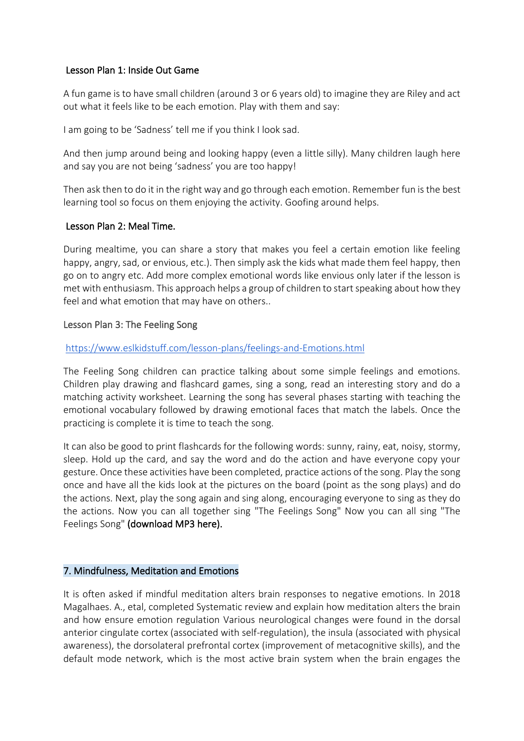### Lesson Plan 1: Inside Out Game

A fun game is to have small children (around 3 or 6 years old) to imagine they are Riley and act out what it feels like to be each emotion. Play with them and say:

I am going to be 'Sadness' tell me if you think I look sad.

And then jump around being and looking happy (even a little silly). Many children laugh here and say you are not being 'sadness' you are too happy!

Then ask then to do it in the right way and go through each emotion. Remember fun is the best learning tool so focus on them enjoying the activity. Goofing around helps.

### Lesson Plan 2: Meal Time.

During mealtime, you can share a story that makes you feel a certain emotion like feeling happy, angry, sad, or envious, etc.). Then simply ask the kids what made them feel happy, then go on to angry etc. Add more complex emotional words like envious only later if the lesson is met with enthusiasm. This approach helps a group of children to start speaking about how they feel and what emotion that may have on others..

### Lesson Plan 3: The Feeling Song

https://www.eslkidstuff.com/lesson-plans/feelings-and-Emotions.html

The Feeling Song children can practice talking about some simple feelings and emotions. Children play drawing and flashcard games, sing a song, read an interesting story and do a matching activity worksheet. Learning the song has several phases starting with teaching the emotional vocabulary followed by drawing emotional faces that match the labels. Once the practicing is complete it is time to teach the song.

It can also be good to print flashcards for the following words: sunny, rainy, eat, noisy, stormy, sleep. Hold up the card, and say the word and do the action and have everyone copy your gesture. Once these activities have been completed, practice actions of the song. Play the song once and have all the kids look at the pictures on the board (point as the song plays) and do the actions. Next, play the song again and sing along, encouraging everyone to sing as they do the actions. Now you can all together sing "The Feelings Song" Now you can all sing "The Feelings Song" **(download MP3 here).**

## 7. Mindfulness, Meditation and Emotions

It is often asked if mindful meditation alters brain responses to negative emotions. In 2018 Magalhaes. A., etal, completed Systematic review and explain how meditation alters the brain and how ensure emotion regulation Various neurological changes were found in the dorsal anterior cingulate cortex (associated with self-regulation), the insula (associated with physical awareness), the dorsolateral prefrontal cortex (improvement of metacognitive skills), and the default mode network, which is the most active brain system when the brain engages the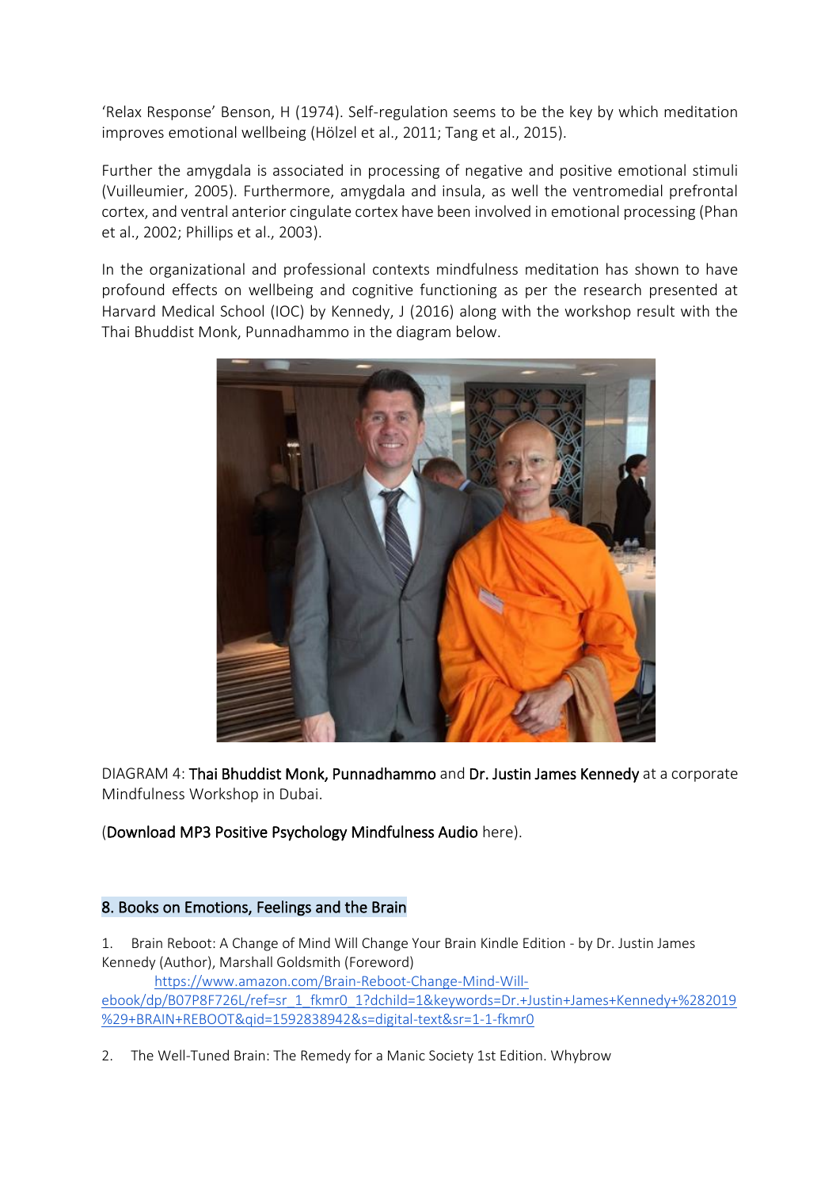'Relax Response' Benson, H (1974). Self-regulation seems to be the key by which meditation improves emotional wellbeing (Hölzel et al., 2011; Tang et al., 2015).

Further the amygdala is associated in processing of negative and positive emotional stimuli (Vuilleumier, 2005). Furthermore, amygdala and insula, as well the ventromedial prefrontal cortex, and ventral anterior cingulate cortex have been involved in emotional processing (Phan et al., 2002; Phillips et al., 2003).

In the organizational and professional contexts mindfulness meditation has shown to have profound effects on wellbeing and cognitive functioning as per the research presented at Harvard Medical School (IOC) by Kennedy, J (2016) along with the workshop result with the Thai Bhuddist Monk, Punnadhammo in the diagram below.

DIAGRAM 4: **Thai Bhuddist Monk, Punnadhammo** and **Dr. Justin James Kennedy** at a corporate Mindfulness Workshop in Dubai.

(**Download MP3 Positive Psychology Mindfulness Audio** here).

## 8. Books on Emotions, Feelings and the Brain

1. Brain Reboot: A Change of Mind Will Change Your Brain Kindle Edition - by Dr. Justin James Kennedy (Author), Marshall Goldsmith (Foreword)
   https://www.amazon.com/Brain-Reboot-Change-Mind-Will-ebook/dp/B07P8F726L/ref=sr_1_fkmr0_1?dchild=1&keywords=Dr.+Justin+James+Kennedy+%282019%29+BRAIN+REBOOT&qid=1592838942&s=digital-text&sr=1-1-fkmr0

2. The Well-Tuned Brain: The Remedy for a Manic Society 1st Edition. Whybrow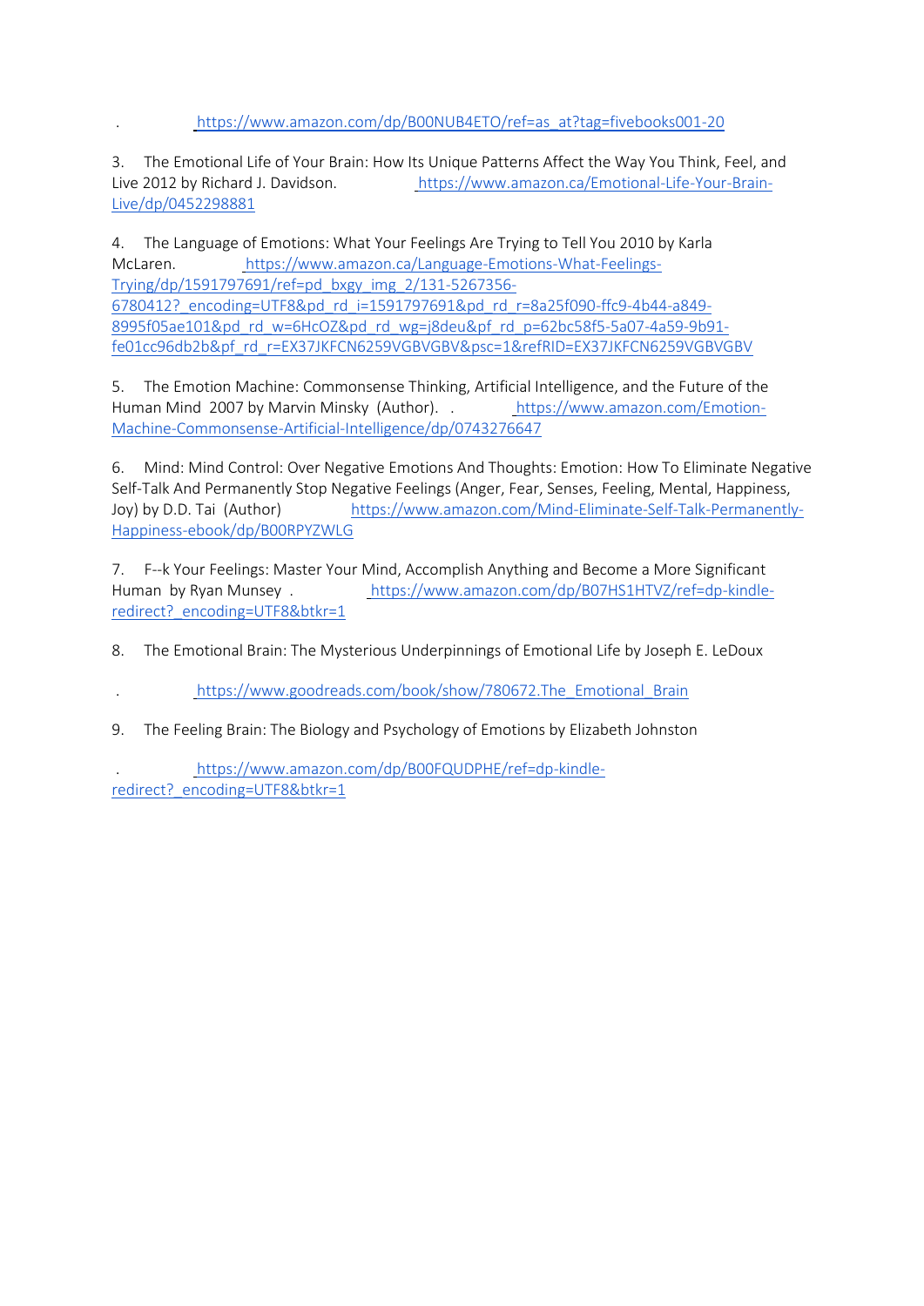. https://www.amazon.com/dp/B00NUB4ETO/ref=as_at?tag=fivebooks001-20

3. The Emotional Life of Your Brain: How Its Unique Patterns Affect the Way You Think, Feel, and Live 2012 by Richard J. Davidson. https://www.amazon.ca/Emotional-Life-Your-Brain-Live/dp/0452298881

4. The Language of Emotions: What Your Feelings Are Trying to Tell You 2010 by Karla McLaren. https://www.amazon.ca/Language-Emotions-What-Feelings-Trying/dp/1591797691/ref=pd_bxgy_img_2/131-5267356-6780412?_encoding=UTF8&pd_rd_i=1591797691&pd_rd_r=8a25f090-ffc9-4b44-a849-8995f05ae101&pd_rd_w=6HcOZ&pd_rd_wg=j8deu&pf_rd_p=62bc58f5-5a07-4a59-9b91-fe01cc96db2b&pf_rd_r=EX37JKFCN6259VGBVGBV&psc=1&refRID=EX37JKFCN6259VGBVGBV

5. The Emotion Machine: Commonsense Thinking, Artificial Intelligence, and the Future of the Human Mind 2007 by Marvin Minsky (Author). . https://www.amazon.com/Emotion-Machine-Commonsense-Artificial-Intelligence/dp/0743276647

6. Mind: Mind Control: Over Negative Emotions And Thoughts: Emotion: How To Eliminate Negative Self-Talk And Permanently Stop Negative Feelings (Anger, Fear, Senses, Feeling, Mental, Happiness, Joy) by D.D. Tai (Author) https://www.amazon.com/Mind-Eliminate-Self-Talk-Permanently-Happiness-ebook/dp/B00RPYZWLG

7. F--k Your Feelings: Master Your Mind, Accomplish Anything and Become a More Significant Human by Ryan Munsey . https://www.amazon.com/dp/B07HS1HTVZ/ref=dp-kindle-redirect?_encoding=UTF8&btkr=1

8. The Emotional Brain: The Mysterious Underpinnings of Emotional Life by Joseph E. LeDoux

. https://www.goodreads.com/book/show/780672.The_Emotional_Brain

9. The Feeling Brain: The Biology and Psychology of Emotions by Elizabeth Johnston

. https://www.amazon.com/dp/B00FQUDPHE/ref=dp-kindle-redirect?_encoding=UTF8&btkr=1